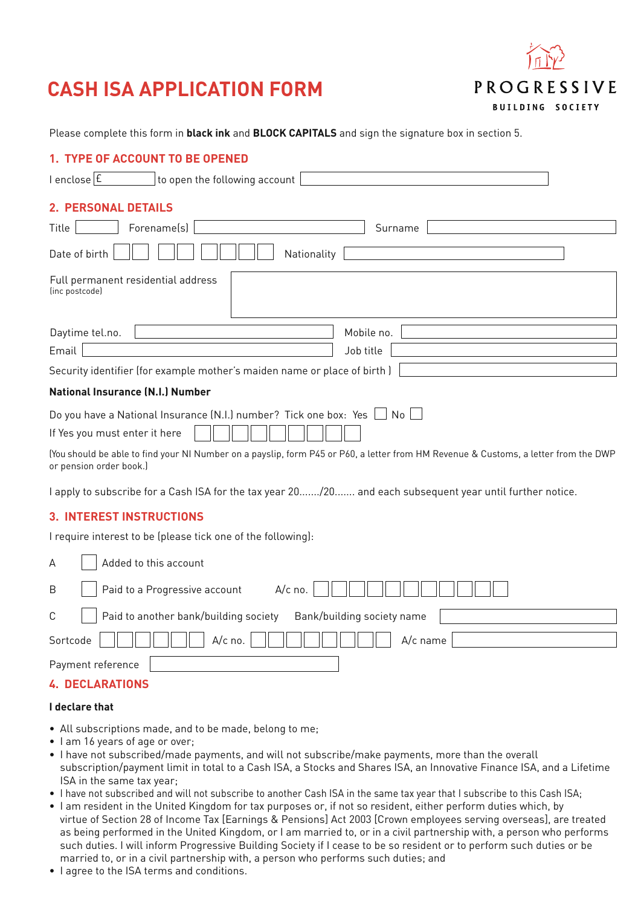# CASH ISA APPLICATION FORM

PROGRESSIVE
BUILDING SOCIETY

Please complete this form in **black ink** and **BLOCK CAPITALS** and sign the signature box in section 5.

## 1. TYPE OF ACCOUNT TO BE OPENED

I enclose £ ______ to open the following account ______

## 2. PERSONAL DETAILS

Title ______ Forename(s) ______ Surname ______

Date of birth ☐☐ ☐☐ ☐☐☐☐ Nationality ______

Full permanent residential address
(inc postcode)

Daytime tel.no. ______ Mobile no. ______

Email ______ Job title ______

Security identifier (for example mother's maiden name or place of birth ) ______

**National Insurance (N.I.) Number**

Do you have a National Insurance (N.I.) number? Tick one box: Yes ☐ No ☐

If Yes you must enter it here ☐☐☐☐☐☐☐☐☐

(You should be able to find your NI Number on a payslip, form P45 or P60, a letter from HM Revenue & Customs, a letter from the DWP or pension order book.)

I apply to subscribe for a Cash ISA for the tax year 20......./20....... and each subsequent year until further notice.

## 3. INTEREST INSTRUCTIONS

I require interest to be (please tick one of the following):

A ☐ Added to this account

B ☐ Paid to a Progressive account A/c no. ☐☐☐☐☐☐☐☐☐☐☐

C ☐ Paid to another bank/building society Bank/building society name ______

Sortcode ☐☐☐☐☐☐ A/c no. ☐☐☐☐☐☐☐☐ A/c name ______

Payment reference ______

## 4. DECLARATIONS

**I declare that**

- All subscriptions made, and to be made, belong to me;
- I am 16 years of age or over;
- I have not subscribed/made payments, and will not subscribe/make payments, more than the overall subscription/payment limit in total to a Cash ISA, a Stocks and Shares ISA, an Innovative Finance ISA, and a Lifetime ISA in the same tax year;
- I have not subscribed and will not subscribe to another Cash ISA in the same tax year that I subscribe to this Cash ISA;
- I am resident in the United Kingdom for tax purposes or, if not so resident, either perform duties which, by virtue of Section 28 of Income Tax [Earnings & Pensions] Act 2003 [Crown employees serving overseas], are treated as being performed in the United Kingdom, or I am married to, or in a civil partnership with, a person who performs such duties. I will inform Progressive Building Society if I cease to be so resident or to perform such duties or be married to, or in a civil partnership with, a person who performs such duties; and
- I agree to the ISA terms and conditions.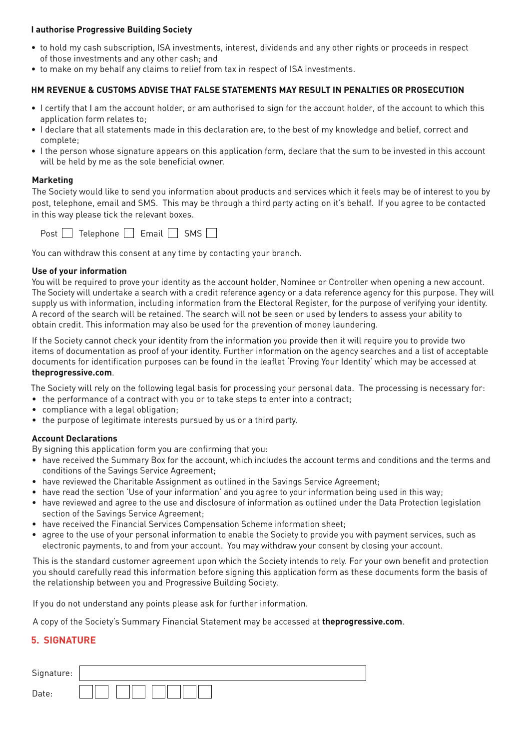**I authorise Progressive Building Society**

- to hold my cash subscription, ISA investments, interest, dividends and any other rights or proceeds in respect of those investments and any other cash; and
- to make on my behalf any claims to relief from tax in respect of ISA investments.

**HM REVENUE & CUSTOMS ADVISE THAT FALSE STATEMENTS MAY RESULT IN PENALTIES OR PROSECUTION**

- I certify that I am the account holder, or am authorised to sign for the account holder, of the account to which this application form relates to;
- I declare that all statements made in this declaration are, to the best of my knowledge and belief, correct and complete;
- I the person whose signature appears on this application form, declare that the sum to be invested in this account will be held by me as the sole beneficial owner.

**Marketing**

The Society would like to send you information about products and services which it feels may be of interest to you by post, telephone, email and SMS. This may be through a third party acting on it's behalf. If you agree to be contacted in this way please tick the relevant boxes.

Post ☐ Telephone ☐ Email ☐ SMS ☐

You can withdraw this consent at any time by contacting your branch.

**Use of your information**

You will be required to prove your identity as the account holder, Nominee or Controller when opening a new account. The Society will undertake a search with a credit reference agency or a data reference agency for this purpose. They will supply us with information, including information from the Electoral Register, for the purpose of verifying your identity. A record of the search will be retained. The search will not be seen or used by lenders to assess your ability to obtain credit. This information may also be used for the prevention of money laundering.

If the Society cannot check your identity from the information you provide then it will require you to provide two items of documentation as proof of your identity. Further information on the agency searches and a list of acceptable documents for identification purposes can be found in the leaflet 'Proving Your Identity' which may be accessed at **theprogressive.com**.

The Society will rely on the following legal basis for processing your personal data. The processing is necessary for:

- the performance of a contract with you or to take steps to enter into a contract;
- compliance with a legal obligation;
- the purpose of legitimate interests pursued by us or a third party.

**Account Declarations**

By signing this application form you are confirming that you:

- have received the Summary Box for the account, which includes the account terms and conditions and the terms and conditions of the Savings Service Agreement;
- have reviewed the Charitable Assignment as outlined in the Savings Service Agreement;
- have read the section 'Use of your information' and you agree to your information being used in this way;
- have reviewed and agree to the use and disclosure of information as outlined under the Data Protection legislation section of the Savings Service Agreement;
- have received the Financial Services Compensation Scheme information sheet;
- agree to the use of your personal information to enable the Society to provide you with payment services, such as electronic payments, to and from your account. You may withdraw your consent by closing your account.

This is the standard customer agreement upon which the Society intends to rely. For your own benefit and protection you should carefully read this information before signing this application form as these documents form the basis of the relationship between you and Progressive Building Society.

If you do not understand any points please ask for further information.

A copy of the Society's Summary Financial Statement may be accessed at **theprogressive.com**.

## 5. SIGNATURE

Signature: ____________________

Date: ☐☐ ☐☐ ☐☐☐☐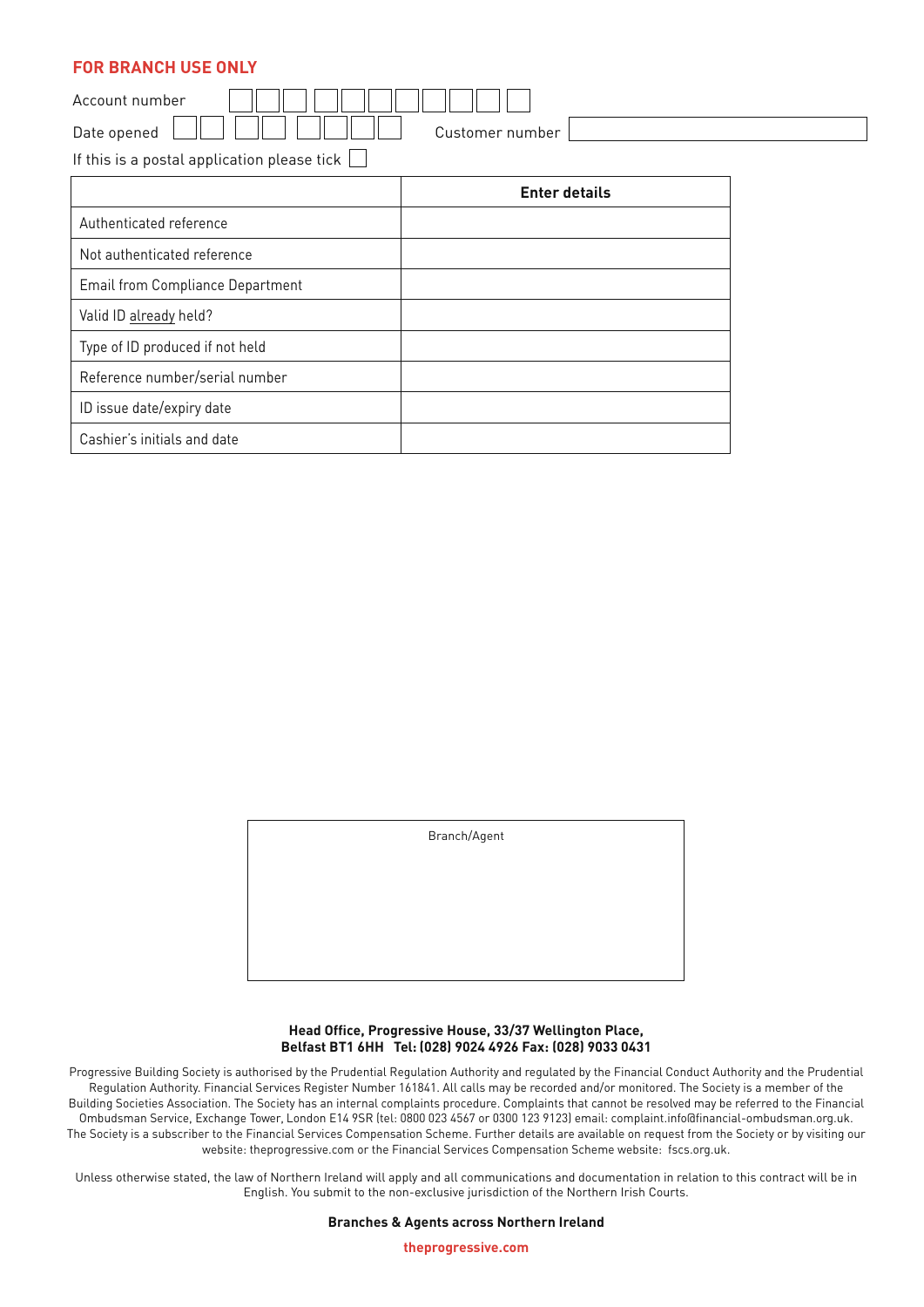## FOR BRANCH USE ONLY

Account number

Date opened                Customer number

If this is a postal application please tick ☐

| | Enter details |
|---|---|
| Authenticated reference | |
| Not authenticated reference | |
| Email from Compliance Department | |
| Valid ID already held? | |
| Type of ID produced if not held | |
| Reference number/serial number | |
| ID issue date/expiry date | |
| Cashier's initials and date | |

Branch/Agent

**Head Office, Progressive House, 33/37 Wellington Place,**
**Belfast BT1 6HH Tel: (028) 9024 4926 Fax: (028) 9033 0431**

Progressive Building Society is authorised by the Prudential Regulation Authority and regulated by the Financial Conduct Authority and the Prudential Regulation Authority. Financial Services Register Number 161841. All calls may be recorded and/or monitored. The Society is a member of the Building Societies Association. The Society has an internal complaints procedure. Complaints that cannot be resolved may be referred to the Financial Ombudsman Service, Exchange Tower, London E14 9SR (tel: 0800 023 4567 or 0300 123 9123) email: complaint.info@financial-ombudsman.org.uk. The Society is a subscriber to the Financial Services Compensation Scheme. Further details are available on request from the Society or by visiting our website: theprogressive.com or the Financial Services Compensation Scheme website: fscs.org.uk.

Unless otherwise stated, the law of Northern Ireland will apply and all communications and documentation in relation to this contract will be in English. You submit to the non-exclusive jurisdiction of the Northern Irish Courts.

**Branches & Agents across Northern Ireland**

**theprogressive.com**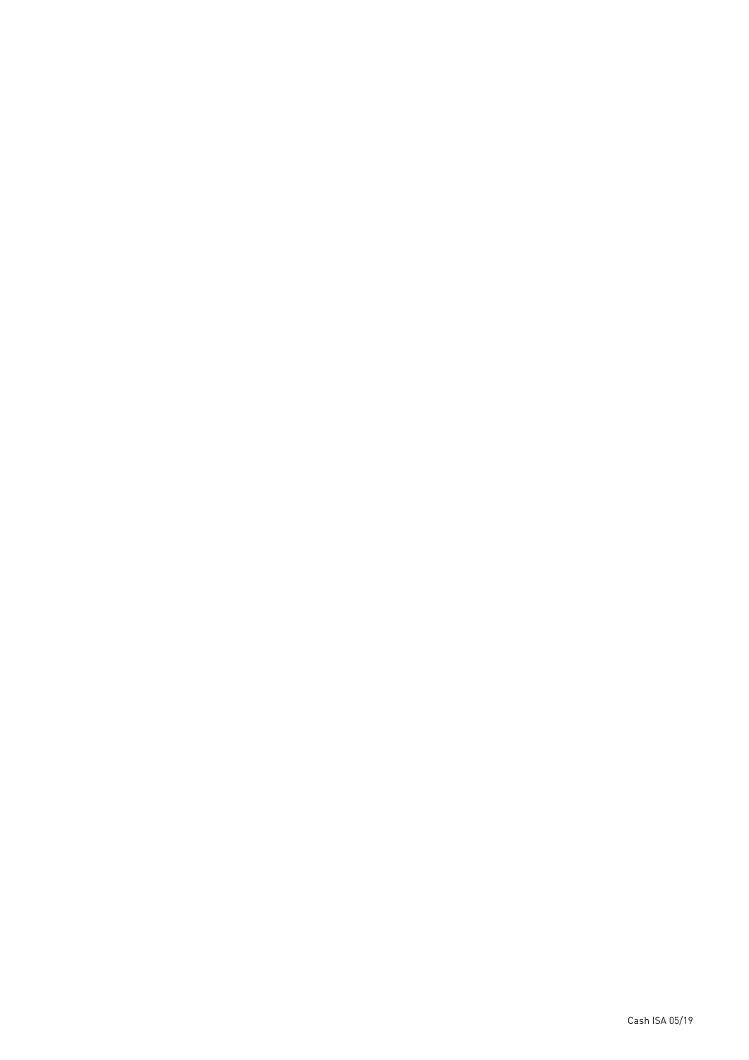Cash ISA 05/19